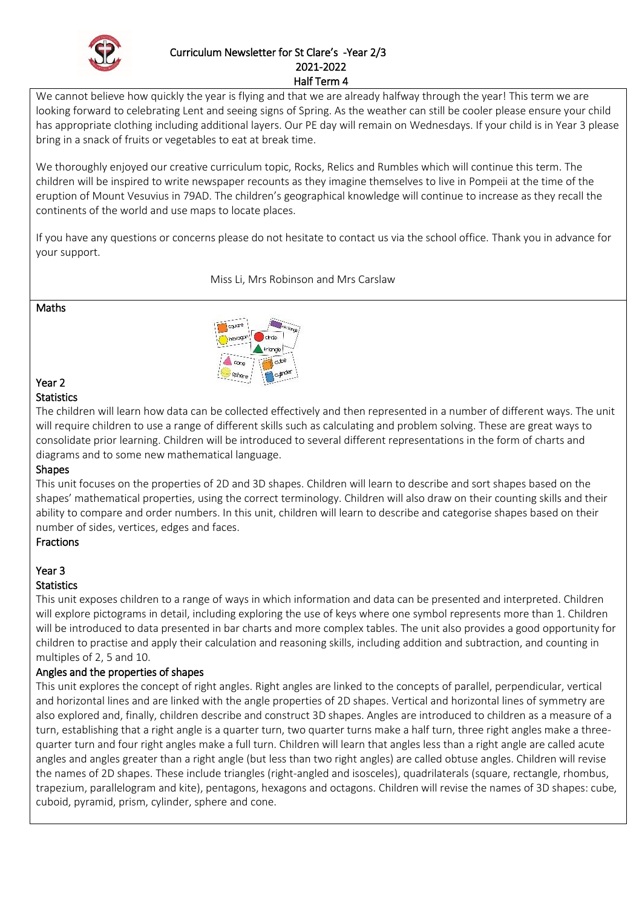# Curriculum Newsletter for St Clare's -Year 2/3
## 2021-2022
## Half Term 4

We cannot believe how quickly the year is flying and that we are already halfway through the year! This term we are looking forward to celebrating Lent and seeing signs of Spring. As the weather can still be cooler please ensure your child has appropriate clothing including additional layers. Our PE day will remain on Wednesdays. If your child is in Year 3 please bring in a snack of fruits or vegetables to eat at break time.

We thoroughly enjoyed our creative curriculum topic, Rocks, Relics and Rumbles which will continue this term. The children will be inspired to write newspaper recounts as they imagine themselves to live in Pompeii at the time of the eruption of Mount Vesuvius in 79AD. The children's geographical knowledge will continue to increase as they recall the continents of the world and use maps to locate places.

If you have any questions or concerns please do not hesitate to contact us via the school office. Thank you in advance for your support.

Miss Li, Mrs Robinson and Mrs Carslaw

## Maths

### Year 2

#### Statistics

The children will learn how data can be collected effectively and then represented in a number of different ways. The unit will require children to use a range of different skills such as calculating and problem solving. These are great ways to consolidate prior learning. Children will be introduced to several different representations in the form of charts and diagrams and to some new mathematical language.

#### Shapes

This unit focuses on the properties of 2D and 3D shapes. Children will learn to describe and sort shapes based on the shapes' mathematical properties, using the correct terminology. Children will also draw on their counting skills and their ability to compare and order numbers. In this unit, children will learn to describe and categorise shapes based on their number of sides, vertices, edges and faces.

#### Fractions

### Year 3

#### Statistics

This unit exposes children to a range of ways in which information and data can be presented and interpreted. Children will explore pictograms in detail, including exploring the use of keys where one symbol represents more than 1. Children will be introduced to data presented in bar charts and more complex tables. The unit also provides a good opportunity for children to practise and apply their calculation and reasoning skills, including addition and subtraction, and counting in multiples of 2, 5 and 10.

#### Angles and the properties of shapes

This unit explores the concept of right angles. Right angles are linked to the concepts of parallel, perpendicular, vertical and horizontal lines and are linked with the angle properties of 2D shapes. Vertical and horizontal lines of symmetry are also explored and, finally, children describe and construct 3D shapes. Angles are introduced to children as a measure of a turn, establishing that a right angle is a quarter turn, two quarter turns make a half turn, three right angles make a three-quarter turn and four right angles make a full turn. Children will learn that angles less than a right angle are called acute angles and angles greater than a right angle (but less than two right angles) are called obtuse angles. Children will revise the names of 2D shapes. These include triangles (right-angled and isosceles), quadrilaterals (square, rectangle, rhombus, trapezium, parallelogram and kite), pentagons, hexagons and octagons. Children will revise the names of 3D shapes: cube, cuboid, pyramid, prism, cylinder, sphere and cone.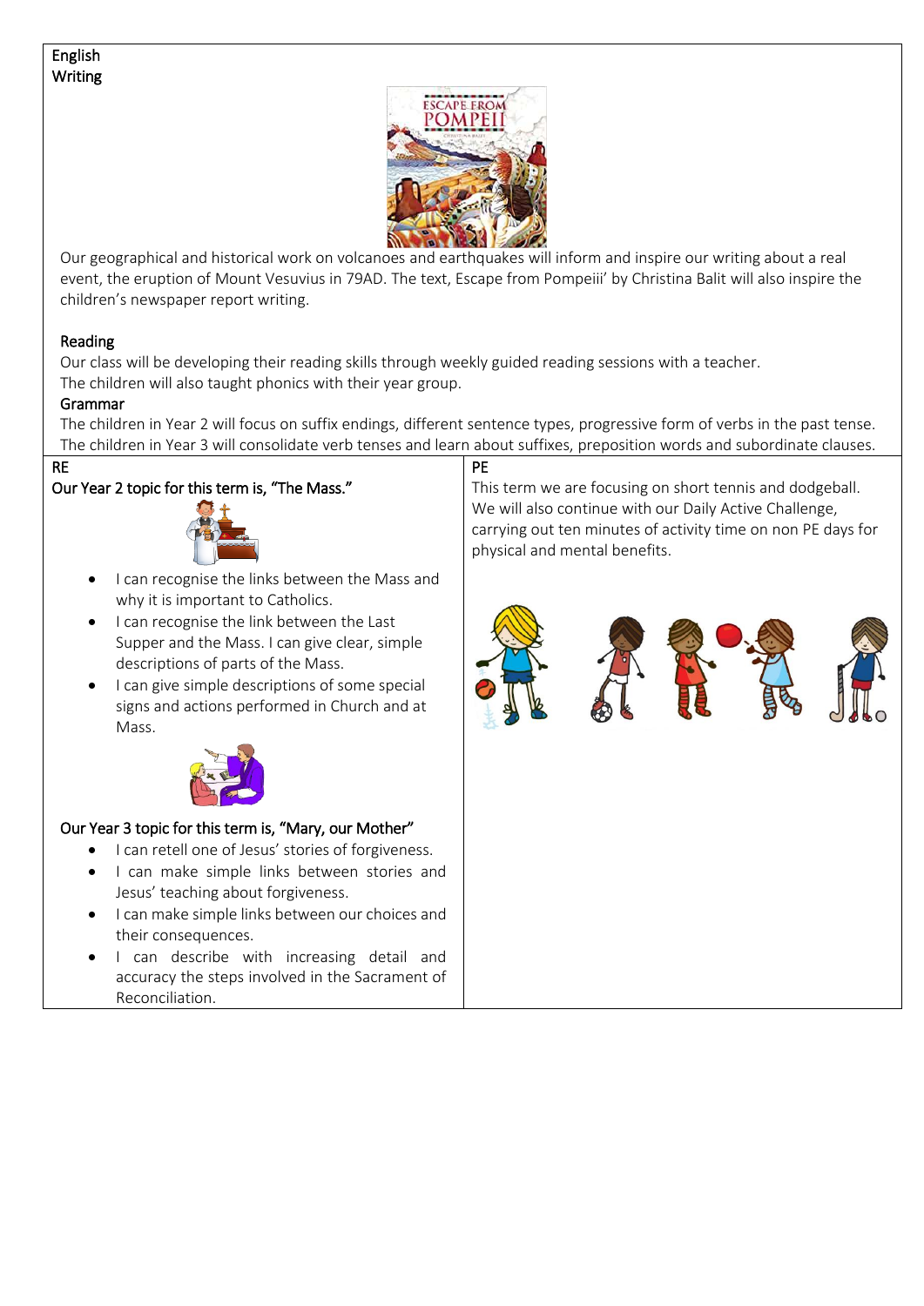## English

### Writing

Our geographical and historical work on volcanoes and earthquakes will inform and inspire our writing about a real event, the eruption of Mount Vesuvius in 79AD. The text, Escape from Pompeiii' by Christina Balit will also inspire the children's newspaper report writing.

### Reading

Our class will be developing their reading skills through weekly guided reading sessions with a teacher.
The children will also taught phonics with their year group.

### Grammar

The children in Year 2 will focus on suffix endings, different sentence types, progressive form of verbs in the past tense.
The children in Year 3 will consolidate verb tenses and learn about suffixes, preposition words and subordinate clauses.

## RE

Our Year 2 topic for this term is, "The Mass."

- I can recognise the links between the Mass and why it is important to Catholics.
- I can recognise the link between the Last Supper and the Mass. I can give clear, simple descriptions of parts of the Mass.
- I can give simple descriptions of some special signs and actions performed in Church and at Mass.

Our Year 3 topic for this term is, "Mary, our Mother"

- I can retell one of Jesus' stories of forgiveness.
- I can make simple links between stories and Jesus' teaching about forgiveness.
- I can make simple links between our choices and their consequences.
- I can describe with increasing detail and accuracy the steps involved in the Sacrament of Reconciliation.

## PE

This term we are focusing on short tennis and dodgeball. We will also continue with our Daily Active Challenge, carrying out ten minutes of activity time on non PE days for physical and mental benefits.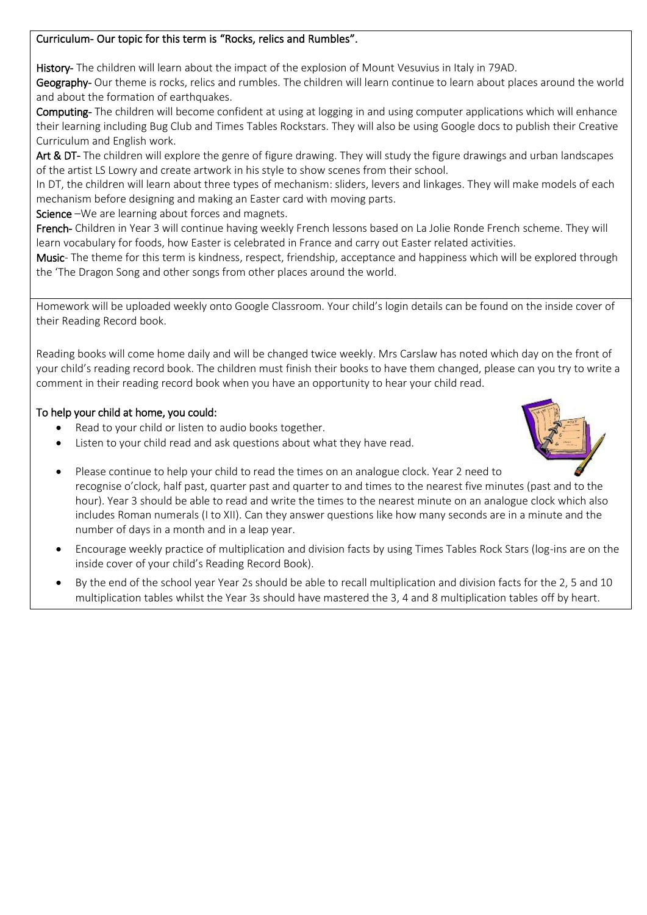**Curriculum- Our topic for this term is "Rocks, relics and Rumbles".**

**History-** The children will learn about the impact of the explosion of Mount Vesuvius in Italy in 79AD.

**Geography-** Our theme is rocks, relics and rumbles. The children will learn continue to learn about places around the world and about the formation of earthquakes.

**Computing-** The children will become confident at using at logging in and using computer applications which will enhance their learning including Bug Club and Times Tables Rockstars. They will also be using Google docs to publish their Creative Curriculum and English work.

**Art & DT-** The children will explore the genre of figure drawing. They will study the figure drawings and urban landscapes of the artist LS Lowry and create artwork in his style to show scenes from their school.

In DT, the children will learn about three types of mechanism: sliders, levers and linkages. They will make models of each mechanism before designing and making an Easter card with moving parts.

**Science** –We are learning about forces and magnets.

**French-** Children in Year 3 will continue having weekly French lessons based on La Jolie Ronde French scheme. They will learn vocabulary for foods, how Easter is celebrated in France and carry out Easter related activities.

**Music**- The theme for this term is kindness, respect, friendship, acceptance and happiness which will be explored through the 'The Dragon Song and other songs from other places around the world.

Homework will be uploaded weekly onto Google Classroom. Your child's login details can be found on the inside cover of their Reading Record book.

Reading books will come home daily and will be changed twice weekly. Mrs Carslaw has noted which day on the front of your child's reading record book. The children must finish their books to have them changed, please can you try to write a comment in their reading record book when you have an opportunity to hear your child read.

**To help your child at home, you could:**

- Read to your child or listen to audio books together.
- Listen to your child read and ask questions about what they have read.
- Please continue to help your child to read the times on an analogue clock. Year 2 need to recognise o'clock, half past, quarter past and quarter to and times to the nearest five minutes (past and to the hour). Year 3 should be able to read and write the times to the nearest minute on an analogue clock which also includes Roman numerals (I to XII). Can they answer questions like how many seconds are in a minute and the number of days in a month and in a leap year.
- Encourage weekly practice of multiplication and division facts by using Times Tables Rock Stars (log-ins are on the inside cover of your child's Reading Record Book).
- By the end of the school year Year 2s should be able to recall multiplication and division facts for the 2, 5 and 10 multiplication tables whilst the Year 3s should have mastered the 3, 4 and 8 multiplication tables off by heart.